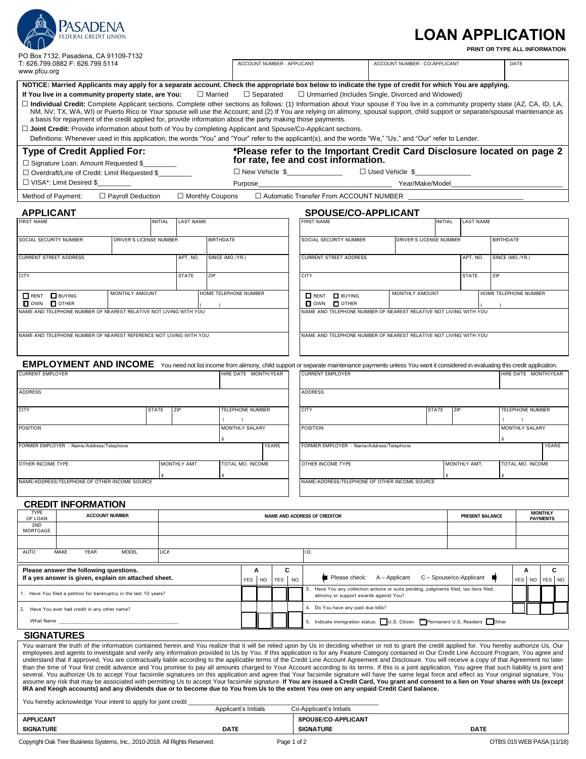PASADENA FEDERAL CREDIT UNION

PO Box 7132, Pasadena, CA 91109-7132
T: 626.799.0882 F: 626.799.5114
www.pfcu.org

# LOAN APPLICATION

**PRINT OR TYPE ALL INFORMATION**

| ACCOUNT NUMBER - APPLICANT | ACCOUNT NUMBER - CO-APPLICANT | DATE |
|---|---|---|
| | | |

**NOTICE: Married Applicants may apply for a separate account. Check the appropriate box below to indicate the type of credit for which You are applying.**

**If You live in a community property state, are You:** ☐ Married ☐ Separated ☐ Unmarried (Includes Single, Divorced and Widowed)

☐ **Individual Credit:** Complete Applicant sections. Complete other sections as follows: (1) Information about Your spouse if You live in a community property state (AZ, CA, ID, LA, NM, NV, TX, WA, WI) or Puerto Rico or Your spouse will use the Account; and (2) If You are relying on alimony, spousal support, child support or separate/spousal maintenance as a basis for repayment of the credit applied for, provide information about the party making those payments.

☐ **Joint Credit:** Provide information about both of You by completing Applicant and Spouse/Co-Applicant sections.

Definitions: Whenever used in this application, the words "You" and "Your" refer to the applicant(s), and the words "We," "Us," and "Our" refer to Lender.

## Type of Credit Applied For:

**\*Please refer to the Important Credit Card Disclosure located on page 2 for rate, fee and cost information.**

☐ Signature Loan: Amount Requested $________

☐ Overdraft/Line of Credit: Limit Requested $________

☐ VISA\*: Limit Desired $________

☐ New Vehicle $______________ ☐ Used Vehicle $______________

Purpose______________________________ Year/Make/Model______________________________

Method of Payment: ☐ Payroll Deduction ☐ Monthly Coupons ☐ Automatic Transfer From ACCOUNT NUMBER ____________________________

## APPLICANT

| FIRST NAME | | INITIAL | LAST NAME |
|---|---|---|---|
| SOCIAL SECURITY NUMBER | DRIVER'S LICENSE NUMBER | | BIRTHDATE |
| CURRENT STREET ADDRESS | | APT. NO. | SINCE (MO./YR.) |
| CITY | | STATE | ZIP |
| ☐ RENT ☐ BUYING ☐ OWN ☐ OTHER | MONTHLY AMOUNT | | HOME TELEPHONE NUMBER ( ) |
| NAME AND TELEPHONE NUMBER OF NEAREST RELATIVE NOT LIVING WITH YOU | | | |
| NAME AND TELEPHONE NUMBER OF NEAREST REFERENCE NOT LIVING WITH YOU | | | |

## SPOUSE/CO-APPLICANT

| FIRST NAME | | INITIAL | LAST NAME |
|---|---|---|---|
| SOCIAL SECURITY NUMBER | DRIVER'S LICENSE NUMBER | | BIRTHDATE |
| CURRENT STREET ADDRESS | | APT. NO. | SINCE (MO./YR.) |
| CITY | | STATE | ZIP |
| ☐ RENT ☐ BUYING ☐ OWN ☐ OTHER | MONTHLY AMOUNT | | HOME TELEPHONE NUMBER ( ) |
| NAME AND TELEPHONE NUMBER OF NEAREST RELATIVE NOT LIVING WITH YOU | | | |

## EMPLOYMENT AND INCOME

You need not list income from alimony, child support or separate maintenance payments unless You want it considered in evaluating this credit application.

**Applicant**

| CURRENT EMPLOYER | | | HIRE DATE MONTH/YEAR |
|---|---|---|---|
| ADDRESS | | | |
| CITY | STATE | ZIP | TELEPHONE NUMBER ( ) |
| POSITION | | | MONTHLY SALARY $ |
| FORMER EMPLOYER - Name/Address/Telephone | | | YEARS |
| OTHER INCOME TYPE | MONTHLY AMT. $ | | TOTAL MO. INCOME $ |
| NAME/ADDRESS/TELEPHONE OF OTHER INCOME SOURCE | | | |

**Spouse/Co-Applicant**

| CURRENT EMPLOYER | | | HIRE DATE MONTH/YEAR |
|---|---|---|---|
| ADDRESS | | | |
| CITY | STATE | ZIP | TELEPHONE NUMBER ( ) |
| POSITION | | | MONTHLY SALARY $ |
| FORMER EMPLOYER - Name/Address/Telephone | | | YEARS |
| OTHER INCOME TYPE | MONTHLY AMT. $ | | TOTAL MO. INCOME $ |
| NAME/ADDRESS/TELEPHONE OF OTHER INCOME SOURCE | | | |

## CREDIT INFORMATION

| TYPE OF LOAN | ACCOUNT NUMBER | NAME AND ADDRESS OF CREDITOR | PRESENT BALANCE | MONTHLY PAYMENTS |
|---|---|---|---|---|
| 2ND MORTGAGE | | | | |
| | | | | |
| AUTO MAKE YEAR MODEL | LIC# | I.D. | | |

| Please answer the following questions. If a yes answer is given, explain on attached sheet. | A YES | A NO | C YES | C NO |
|---|---|---|---|---|
| 1. Have You filed a petition for bankruptcy in the last 10 years? | | | | |
| 2. Have You ever had credit in any other name? What Name ______________________ | | | | |

| Please check: A – Applicant C – Spouse/co-Applicant | A YES | A NO | C YES | C NO |
|---|---|---|---|---|
| 3. Have You any collection actions or suits pending, judgments filed, tax liens filed, alimony or support awards against You? | | | | |
| 4. Do You have any past due bills? | | | | |
| 5. Indicate immigration status: ☐ U.S. Citizen ☐ Permanent U.S. Resident ☐ Other | | | | |

## SIGNATURES

You warrant the truth of the information contained herein and You realize that it will be relied upon by Us in deciding whether or not to grant the credit applied for. You hereby authorize Us, Our employees and agents to investigate and verify any information provided to Us by You. If this application is for any Feature Category contained in Our Credit Line Account Program, You agree and understand that if approved, You are contractually liable according to the applicable terms of the Credit Line Account Agreement and Disclosure. You will receive a copy of that Agreement no later than the time of Your first credit advance and You promise to pay all amounts charged to Your Account according to its terms. If this is a joint application, You agree that such liability is joint and several. You authorize Us to accept Your facsimile signatures on this application and agree that Your facsimile signature will have the same legal force and effect as Your original signature. You assume any risk that may be associated with permitting Us to accept Your facsimile signature. **If You are issued a Credit Card, You grant and consent to a lien on Your shares with Us (except IRA and Keogh accounts) and any dividends due or to become due to You from Us to the extent You owe on any unpaid Credit Card balance.**

You hereby acknowledge Your intent to apply for joint credit ______________________ ______________________

Applicant's Initials Co-Applicant's Initials

| APPLICANT SIGNATURE | DATE | SPOUSE/CO-APPLICANT SIGNATURE | DATE |
|---|---|---|---|
| | | | |

Copyright Oak Tree Business Systems, Inc., 2010-2018. All Rights Reserved. OTBS 015 WEB PASA (11/18)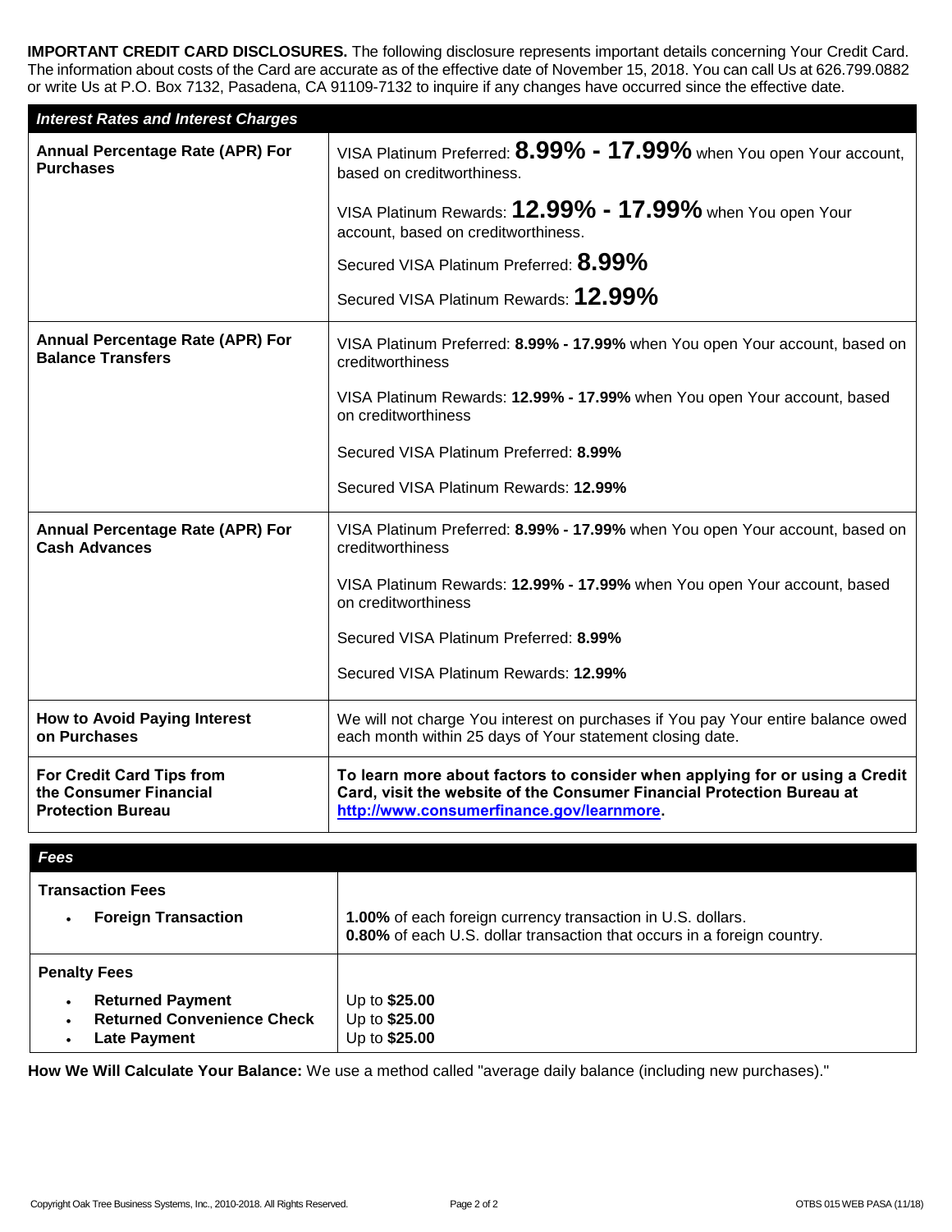**IMPORTANT CREDIT CARD DISCLOSURES.** The following disclosure represents important details concerning Your Credit Card. The information about costs of the Card are accurate as of the effective date of November 15, 2018. You can call Us at 626.799.0882 or write Us at P.O. Box 7132, Pasadena, CA 91109-7132 to inquire if any changes have occurred since the effective date.

| ***Interest Rates and Interest Charges*** | |
|---|---|
| **Annual Percentage Rate (APR) For Purchases** | VISA Platinum Preferred: **8.99% - 17.99%** when You open Your account, based on creditworthiness.<br><br>VISA Platinum Rewards: **12.99% - 17.99%** when You open Your account, based on creditworthiness.<br><br>Secured VISA Platinum Preferred: **8.99%**<br><br>Secured VISA Platinum Rewards: **12.99%** |
| **Annual Percentage Rate (APR) For Balance Transfers** | VISA Platinum Preferred: **8.99% - 17.99%** when You open Your account, based on creditworthiness<br><br>VISA Platinum Rewards: **12.99% - 17.99%** when You open Your account, based on creditworthiness<br><br>Secured VISA Platinum Preferred: **8.99%**<br><br>Secured VISA Platinum Rewards: **12.99%** |
| **Annual Percentage Rate (APR) For Cash Advances** | VISA Platinum Preferred: **8.99% - 17.99%** when You open Your account, based on creditworthiness<br><br>VISA Platinum Rewards: **12.99% - 17.99%** when You open Your account, based on creditworthiness<br><br>Secured VISA Platinum Preferred: **8.99%**<br><br>Secured VISA Platinum Rewards: **12.99%** |
| **How to Avoid Paying Interest on Purchases** | We will not charge You interest on purchases if You pay Your entire balance owed each month within 25 days of Your statement closing date. |
| **For Credit Card Tips from the Consumer Financial Protection Bureau** | **To learn more about factors to consider when applying for or using a Credit Card, visit the website of the Consumer Financial Protection Bureau at http://www.consumerfinance.gov/learnmore.** |

| ***Fees*** | |
|---|---|
| **Transaction Fees**<br>• **Foreign Transaction** | **1.00%** of each foreign currency transaction in U.S. dollars.<br>**0.80%** of each U.S. dollar transaction that occurs in a foreign country. |
| **Penalty Fees**<br>• **Returned Payment**<br>• **Returned Convenience Check**<br>• **Late Payment** | Up to **$25.00**<br>Up to **$25.00**<br>Up to **$25.00** |

**How We Will Calculate Your Balance:** We use a method called "average daily balance (including new purchases)."

Copyright Oak Tree Business Systems, Inc., 2010-2018. All Rights Reserved. OTBS 015 WEB PASA (11/18)